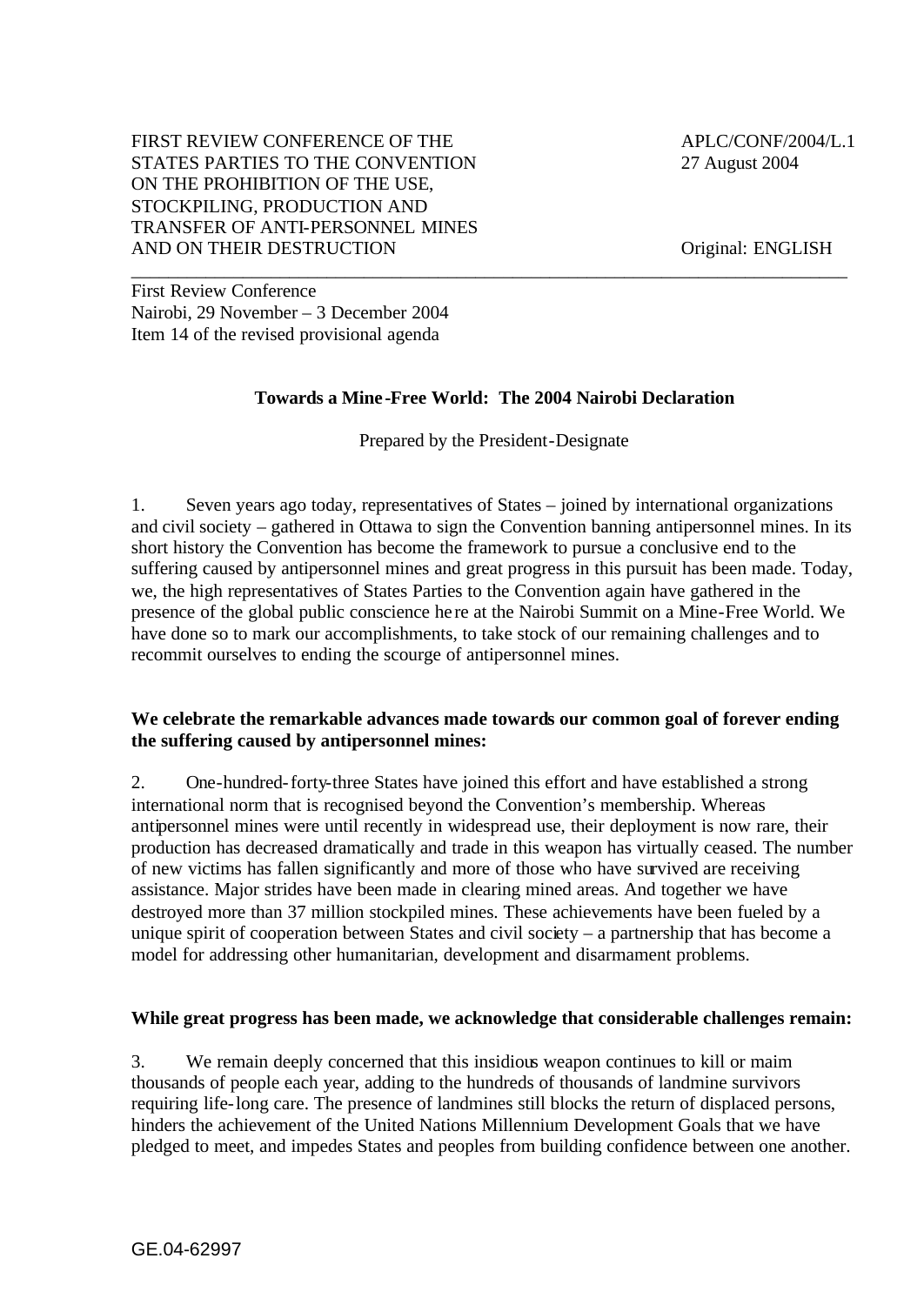FIRST REVIEW CONFERENCE OF THE STATES PARTIES TO THE CONVENTION ON THE PROHIBITION OF THE USE, STOCKPILING, PRODUCTION AND TRANSFER OF ANTI-PERSONNEL MINES AND ON THEIR DESTRUCTION

APLC/CONF/2004/L.1
27 August 2004

Original: ENGLISH

First Review Conference
Nairobi, 29 November – 3 December 2004
Item 14 of the revised provisional agenda

# Towards a Mine-Free World: The 2004 Nairobi Declaration

Prepared by the President-Designate

1. Seven years ago today, representatives of States – joined by international organizations and civil society – gathered in Ottawa to sign the Convention banning antipersonnel mines. In its short history the Convention has become the framework to pursue a conclusive end to the suffering caused by antipersonnel mines and great progress in this pursuit has been made. Today, we, the high representatives of States Parties to the Convention again have gathered in the presence of the global public conscience here at the Nairobi Summit on a Mine-Free World. We have done so to mark our accomplishments, to take stock of our remaining challenges and to recommit ourselves to ending the scourge of antipersonnel mines.

**We celebrate the remarkable advances made towards our common goal of forever ending the suffering caused by antipersonnel mines:**

2. One-hundred-forty-three States have joined this effort and have established a strong international norm that is recognised beyond the Convention's membership. Whereas antipersonnel mines were until recently in widespread use, their deployment is now rare, their production has decreased dramatically and trade in this weapon has virtually ceased. The number of new victims has fallen significantly and more of those who have survived are receiving assistance. Major strides have been made in clearing mined areas. And together we have destroyed more than 37 million stockpiled mines. These achievements have been fueled by a unique spirit of cooperation between States and civil society – a partnership that has become a model for addressing other humanitarian, development and disarmament problems.

**While great progress has been made, we acknowledge that considerable challenges remain:**

3. We remain deeply concerned that this insidious weapon continues to kill or maim thousands of people each year, adding to the hundreds of thousands of landmine survivors requiring life-long care. The presence of landmines still blocks the return of displaced persons, hinders the achievement of the United Nations Millennium Development Goals that we have pledged to meet, and impedes States and peoples from building confidence between one another.

GE.04-62997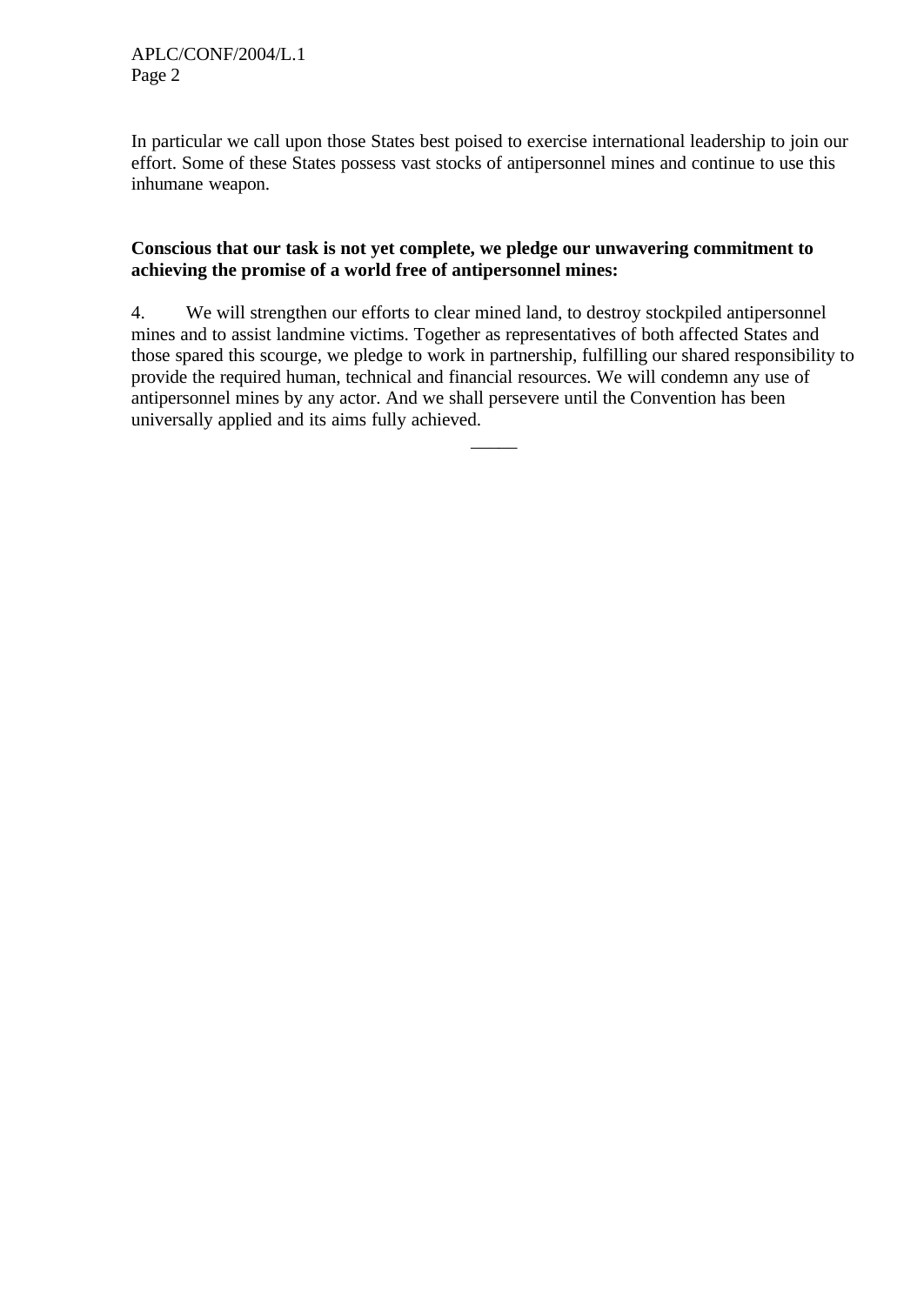In particular we call upon those States best poised to exercise international leadership to join our effort. Some of these States possess vast stocks of antipersonnel mines and continue to use this inhumane weapon.

**Conscious that our task is not yet complete, we pledge our unwavering commitment to achieving the promise of a world free of antipersonnel mines:**

4. We will strengthen our efforts to clear mined land, to destroy stockpiled antipersonnel mines and to assist landmine victims. Together as representatives of both affected States and those spared this scourge, we pledge to work in partnership, fulfilling our shared responsibility to provide the required human, technical and financial resources. We will condemn any use of antipersonnel mines by any actor. And we shall persevere until the Convention has been universally applied and its aims fully achieved.

_____